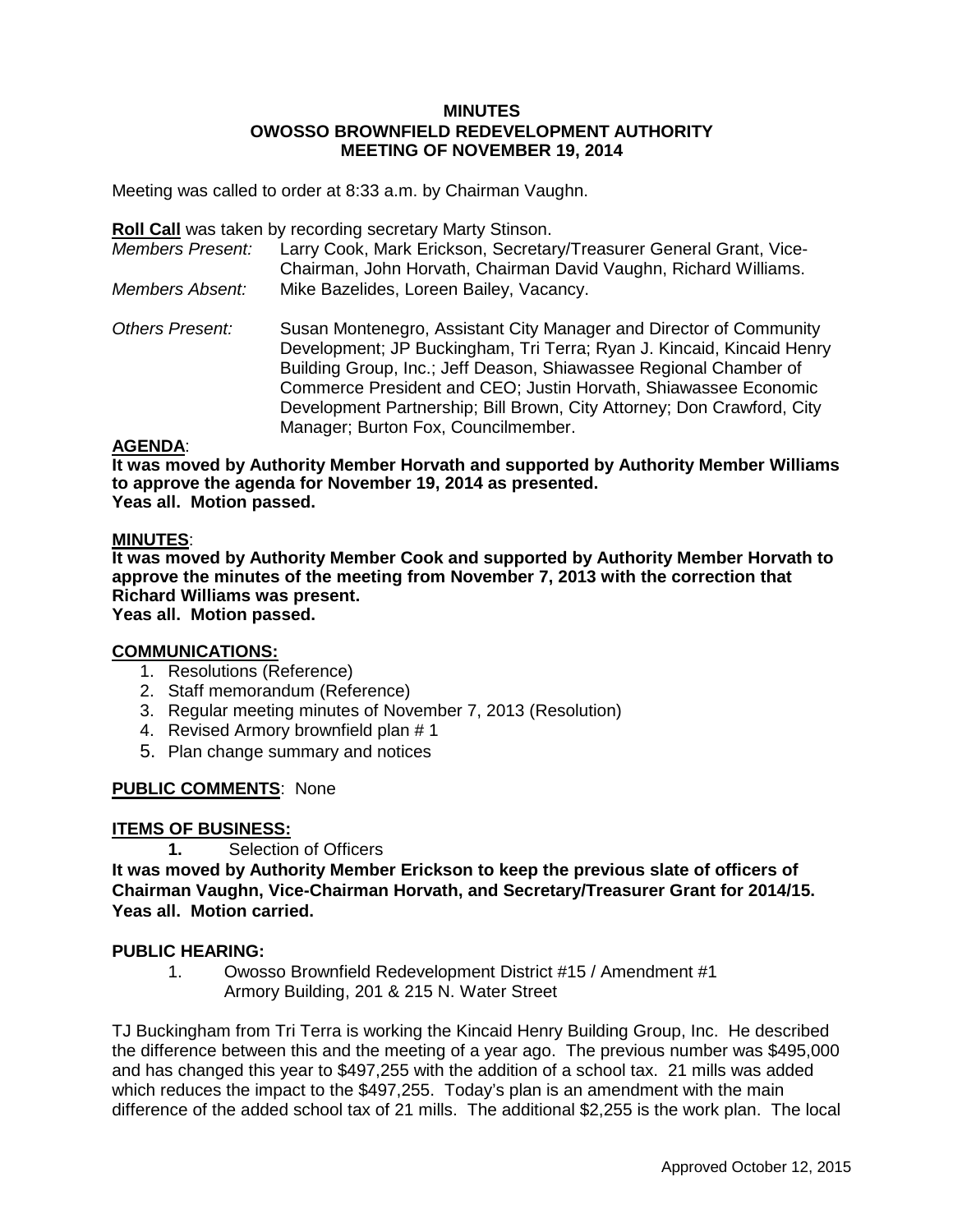# MINUTES
# OWOSSO BROWNFIELD REDEVELOPMENT AUTHORITY
# MEETING OF NOVEMBER 19, 2014

Meeting was called to order at 8:33 a.m. by Chairman Vaughn.

**Roll Call** was taken by recording secretary Marty Stinson.

*Members Present:* Larry Cook, Mark Erickson, Secretary/Treasurer General Grant, Vice-Chairman, John Horvath, Chairman David Vaughn, Richard Williams.

*Members Absent:* Mike Bazelides, Loreen Bailey, Vacancy.

*Others Present:* Susan Montenegro, Assistant City Manager and Director of Community Development; JP Buckingham, Tri Terra; Ryan J. Kincaid, Kincaid Henry Building Group, Inc.; Jeff Deason, Shiawassee Regional Chamber of Commerce President and CEO; Justin Horvath, Shiawassee Economic Development Partnership; Bill Brown, City Attorney; Don Crawford, City Manager; Burton Fox, Councilmember.

**AGENDA**:

**It was moved by Authority Member Horvath and supported by Authority Member Williams to approve the agenda for November 19, 2014 as presented.**
**Yeas all. Motion passed.**

**MINUTES**:

**It was moved by Authority Member Cook and supported by Authority Member Horvath to approve the minutes of the meeting from November 7, 2013 with the correction that Richard Williams was present.**
**Yeas all. Motion passed.**

**COMMUNICATIONS:**

1. Resolutions (Reference)
2. Staff memorandum (Reference)
3. Regular meeting minutes of November 7, 2013 (Resolution)
4. Revised Armory brownfield plan # 1
5. Plan change summary and notices

**PUBLIC COMMENTS**: None

**ITEMS OF BUSINESS:**

1. Selection of Officers

**It was moved by Authority Member Erickson to keep the previous slate of officers of Chairman Vaughn, Vice-Chairman Horvath, and Secretary/Treasurer Grant for 2014/15.**
**Yeas all. Motion carried.**

**PUBLIC HEARING:**

1. Owosso Brownfield Redevelopment District #15 / Amendment #1
   Armory Building, 201 & 215 N. Water Street

TJ Buckingham from Tri Terra is working the Kincaid Henry Building Group, Inc. He described the difference between this and the meeting of a year ago. The previous number was $495,000 and has changed this year to $497,255 with the addition of a school tax. 21 mills was added which reduces the impact to the $497,255. Today's plan is an amendment with the main difference of the added school tax of 21 mills. The additional $2,255 is the work plan. The local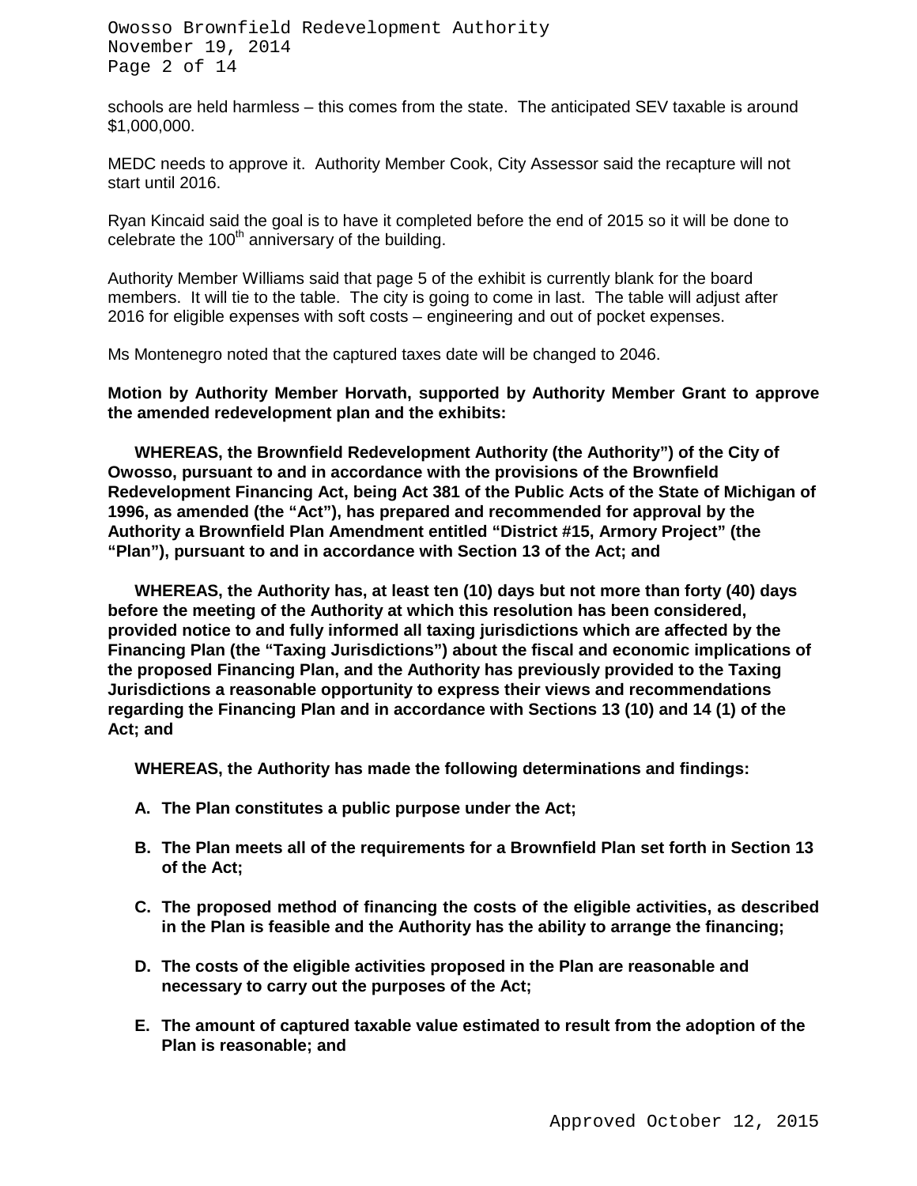schools are held harmless – this comes from the state. The anticipated SEV taxable is around $1,000,000.

MEDC needs to approve it. Authority Member Cook, City Assessor said the recapture will not start until 2016.

Ryan Kincaid said the goal is to have it completed before the end of 2015 so it will be done to celebrate the 100th anniversary of the building.

Authority Member Williams said that page 5 of the exhibit is currently blank for the board members. It will tie to the table. The city is going to come in last. The table will adjust after 2016 for eligible expenses with soft costs – engineering and out of pocket expenses.

Ms Montenegro noted that the captured taxes date will be changed to 2046.

**Motion by Authority Member Horvath, supported by Authority Member Grant to approve the amended redevelopment plan and the exhibits:**

**WHEREAS, the Brownfield Redevelopment Authority (the Authority") of the City of Owosso, pursuant to and in accordance with the provisions of the Brownfield Redevelopment Financing Act, being Act 381 of the Public Acts of the State of Michigan of 1996, as amended (the "Act"), has prepared and recommended for approval by the Authority a Brownfield Plan Amendment entitled "District #15, Armory Project" (the "Plan"), pursuant to and in accordance with Section 13 of the Act; and**

**WHEREAS, the Authority has, at least ten (10) days but not more than forty (40) days before the meeting of the Authority at which this resolution has been considered, provided notice to and fully informed all taxing jurisdictions which are affected by the Financing Plan (the "Taxing Jurisdictions") about the fiscal and economic implications of the proposed Financing Plan, and the Authority has previously provided to the Taxing Jurisdictions a reasonable opportunity to express their views and recommendations regarding the Financing Plan and in accordance with Sections 13 (10) and 14 (1) of the Act; and**

**WHEREAS, the Authority has made the following determinations and findings:**

A. **The Plan constitutes a public purpose under the Act;**

B. **The Plan meets all of the requirements for a Brownfield Plan set forth in Section 13 of the Act;**

C. **The proposed method of financing the costs of the eligible activities, as described in the Plan is feasible and the Authority has the ability to arrange the financing;**

D. **The costs of the eligible activities proposed in the Plan are reasonable and necessary to carry out the purposes of the Act;**

E. **The amount of captured taxable value estimated to result from the adoption of the Plan is reasonable; and**

Approved October 12, 2015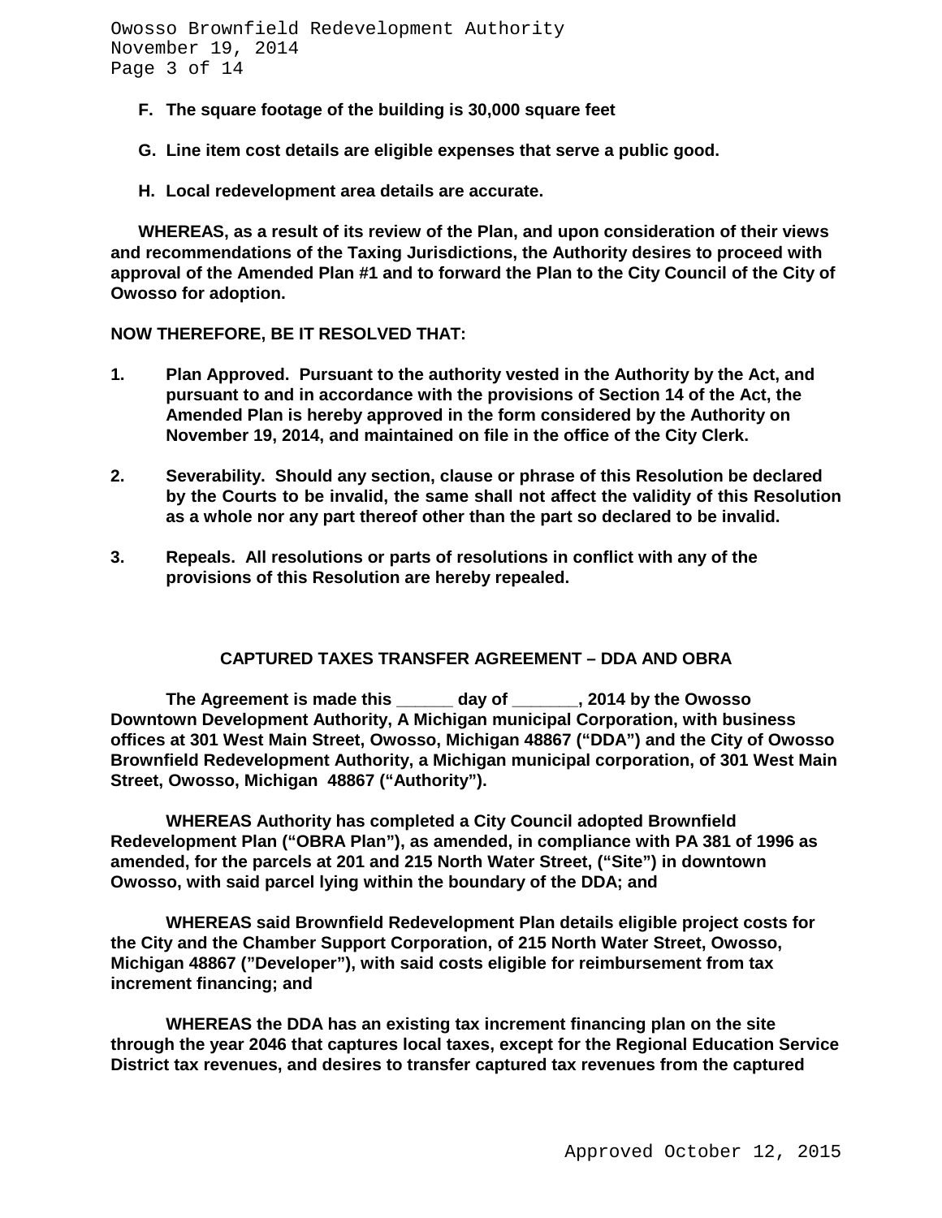**F. The square footage of the building is 30,000 square feet**

**G. Line item cost details are eligible expenses that serve a public good.**

**H. Local redevelopment area details are accurate.**

**WHEREAS, as a result of its review of the Plan, and upon consideration of their views and recommendations of the Taxing Jurisdictions, the Authority desires to proceed with approval of the Amended Plan #1 and to forward the Plan to the City Council of the City of Owosso for adoption.**

**NOW THEREFORE, BE IT RESOLVED THAT:**

1. **Plan Approved. Pursuant to the authority vested in the Authority by the Act, and pursuant to and in accordance with the provisions of Section 14 of the Act, the Amended Plan is hereby approved in the form considered by the Authority on November 19, 2014, and maintained on file in the office of the City Clerk.**

2. **Severability. Should any section, clause or phrase of this Resolution be declared by the Courts to be invalid, the same shall not affect the validity of this Resolution as a whole nor any part thereof other than the part so declared to be invalid.**

3. **Repeals. All resolutions or parts of resolutions in conflict with any of the provisions of this Resolution are hereby repealed.**

**CAPTURED TAXES TRANSFER AGREEMENT – DDA AND OBRA**

**The Agreement is made this ______ day of _______, 2014 by the Owosso Downtown Development Authority, A Michigan municipal Corporation, with business offices at 301 West Main Street, Owosso, Michigan 48867 ("DDA") and the City of Owosso Brownfield Redevelopment Authority, a Michigan municipal corporation, of 301 West Main Street, Owosso, Michigan 48867 ("Authority").**

**WHEREAS Authority has completed a City Council adopted Brownfield Redevelopment Plan ("OBRA Plan"), as amended, in compliance with PA 381 of 1996 as amended, for the parcels at 201 and 215 North Water Street, ("Site") in downtown Owosso, with said parcel lying within the boundary of the DDA; and**

**WHEREAS said Brownfield Redevelopment Plan details eligible project costs for the City and the Chamber Support Corporation, of 215 North Water Street, Owosso, Michigan 48867 ("Developer"), with said costs eligible for reimbursement from tax increment financing; and**

**WHEREAS the DDA has an existing tax increment financing plan on the site through the year 2046 that captures local taxes, except for the Regional Education Service District tax revenues, and desires to transfer captured tax revenues from the captured**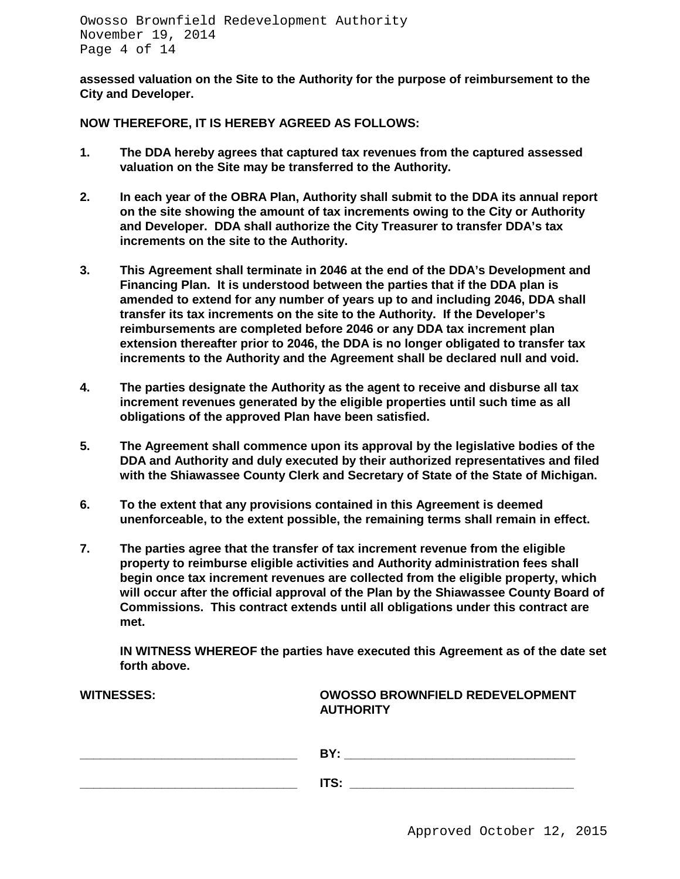**assessed valuation on the Site to the Authority for the purpose of reimbursement to the City and Developer.**

**NOW THEREFORE, IT IS HEREBY AGREED AS FOLLOWS:**

1. **The DDA hereby agrees that captured tax revenues from the captured assessed valuation on the Site may be transferred to the Authority.**

2. **In each year of the OBRA Plan, Authority shall submit to the DDA its annual report on the site showing the amount of tax increments owing to the City or Authority and Developer. DDA shall authorize the City Treasurer to transfer DDA's tax increments on the site to the Authority.**

3. **This Agreement shall terminate in 2046 at the end of the DDA's Development and Financing Plan. It is understood between the parties that if the DDA plan is amended to extend for any number of years up to and including 2046, DDA shall transfer its tax increments on the site to the Authority. If the Developer's reimbursements are completed before 2046 or any DDA tax increment plan extension thereafter prior to 2046, the DDA is no longer obligated to transfer tax increments to the Authority and the Agreement shall be declared null and void.**

4. **The parties designate the Authority as the agent to receive and disburse all tax increment revenues generated by the eligible properties until such time as all obligations of the approved Plan have been satisfied.**

5. **The Agreement shall commence upon its approval by the legislative bodies of the DDA and Authority and duly executed by their authorized representatives and filed with the Shiawassee County Clerk and Secretary of State of the State of Michigan.**

6. **To the extent that any provisions contained in this Agreement is deemed unenforceable, to the extent possible, the remaining terms shall remain in effect.**

7. **The parties agree that the transfer of tax increment revenue from the eligible property to reimburse eligible activities and Authority administration fees shall begin once tax increment revenues are collected from the eligible property, which will occur after the official approval of the Plan by the Shiawassee County Board of Commissions. This contract extends until all obligations under this contract are met.**

**IN WITNESS WHEREOF the parties have executed this Agreement as of the date set forth above.**

| **WITNESSES:** | **OWOSSO BROWNFIELD REDEVELOPMENT AUTHORITY** |
|---|---|
| ______________________________ | **BY:** ______________________________ |
| ______________________________ | **ITS:** ______________________________ |

Approved October 12, 2015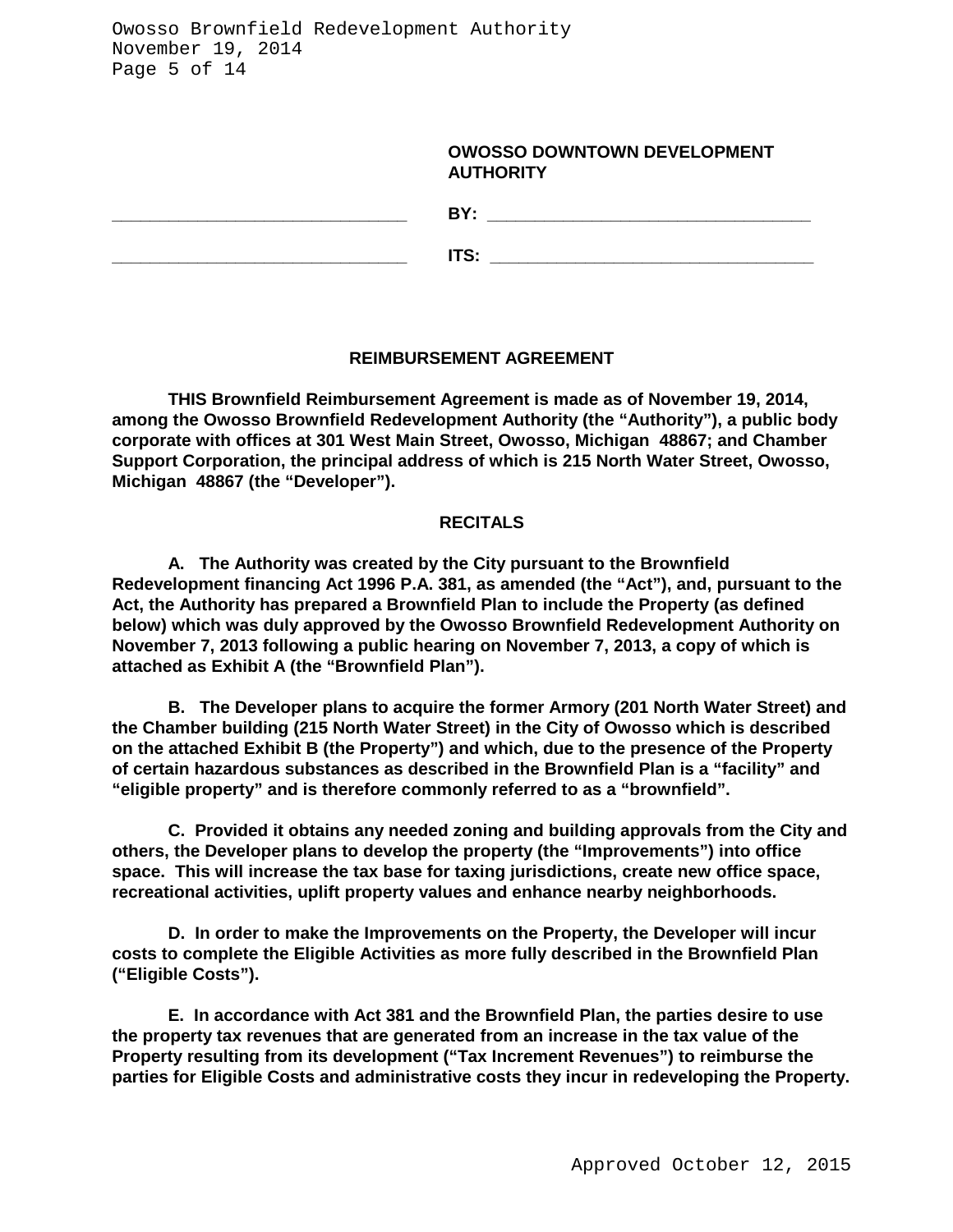**OWOSSO DOWNTOWN DEVELOPMENT AUTHORITY**

_____________________________ **BY:** _________________________________

_____________________________ **ITS:** _________________________________

## REIMBURSEMENT AGREEMENT

**THIS Brownfield Reimbursement Agreement is made as of November 19, 2014, among the Owosso Brownfield Redevelopment Authority (the "Authority"), a public body corporate with offices at 301 West Main Street, Owosso, Michigan 48867; and Chamber Support Corporation, the principal address of which is 215 North Water Street, Owosso, Michigan 48867 (the "Developer").**

## RECITALS

**A. The Authority was created by the City pursuant to the Brownfield Redevelopment financing Act 1996 P.A. 381, as amended (the "Act"), and, pursuant to the Act, the Authority has prepared a Brownfield Plan to include the Property (as defined below) which was duly approved by the Owosso Brownfield Redevelopment Authority on November 7, 2013 following a public hearing on November 7, 2013, a copy of which is attached as Exhibit A (the "Brownfield Plan").**

**B. The Developer plans to acquire the former Armory (201 North Water Street) and the Chamber building (215 North Water Street) in the City of Owosso which is described on the attached Exhibit B (the Property") and which, due to the presence of the Property of certain hazardous substances as described in the Brownfield Plan is a "facility" and "eligible property" and is therefore commonly referred to as a "brownfield".**

**C. Provided it obtains any needed zoning and building approvals from the City and others, the Developer plans to develop the property (the "Improvements") into office space. This will increase the tax base for taxing jurisdictions, create new office space, recreational activities, uplift property values and enhance nearby neighborhoods.**

**D. In order to make the Improvements on the Property, the Developer will incur costs to complete the Eligible Activities as more fully described in the Brownfield Plan ("Eligible Costs").**

**E. In accordance with Act 381 and the Brownfield Plan, the parties desire to use the property tax revenues that are generated from an increase in the tax value of the Property resulting from its development ("Tax Increment Revenues") to reimburse the parties for Eligible Costs and administrative costs they incur in redeveloping the Property.**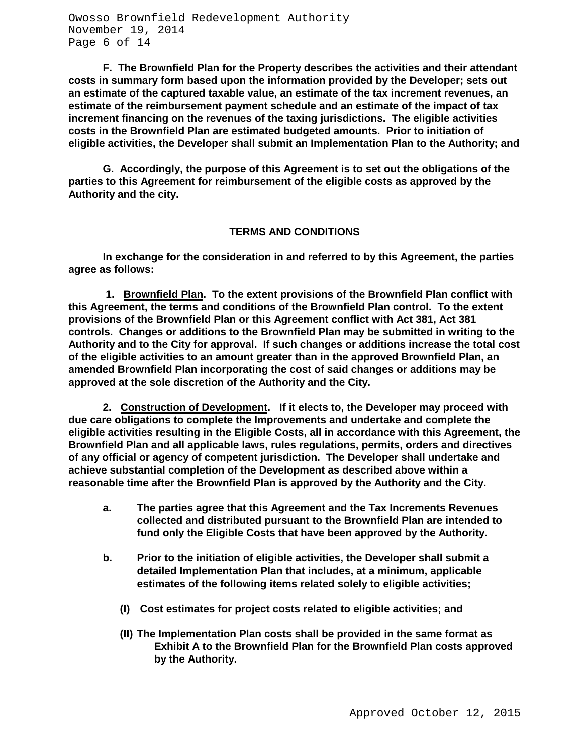**F. The Brownfield Plan for the Property describes the activities and their attendant costs in summary form based upon the information provided by the Developer; sets out an estimate of the captured taxable value, an estimate of the tax increment revenues, an estimate of the reimbursement payment schedule and an estimate of the impact of tax increment financing on the revenues of the taxing jurisdictions. The eligible activities costs in the Brownfield Plan are estimated budgeted amounts. Prior to initiation of eligible activities, the Developer shall submit an Implementation Plan to the Authority; and**

**G. Accordingly, the purpose of this Agreement is to set out the obligations of the parties to this Agreement for reimbursement of the eligible costs as approved by the Authority and the city.**

## TERMS AND CONDITIONS

**In exchange for the consideration in and referred to by this Agreement, the parties agree as follows:**

**1. <u>Brownfield Plan</u>. To the extent provisions of the Brownfield Plan conflict with this Agreement, the terms and conditions of the Brownfield Plan control. To the extent provisions of the Brownfield Plan or this Agreement conflict with Act 381, Act 381 controls. Changes or additions to the Brownfield Plan may be submitted in writing to the Authority and to the City for approval. If such changes or additions increase the total cost of the eligible activities to an amount greater than in the approved Brownfield Plan, an amended Brownfield Plan incorporating the cost of said changes or additions may be approved at the sole discretion of the Authority and the City.**

**2. <u>Construction of Development</u>. If it elects to, the Developer may proceed with due care obligations to complete the Improvements and undertake and complete the eligible activities resulting in the Eligible Costs, all in accordance with this Agreement, the Brownfield Plan and all applicable laws, rules regulations, permits, orders and directives of any official or agency of competent jurisdiction. The Developer shall undertake and achieve substantial completion of the Development as described above within a reasonable time after the Brownfield Plan is approved by the Authority and the City.**

**a. The parties agree that this Agreement and the Tax Increments Revenues collected and distributed pursuant to the Brownfield Plan are intended to fund only the Eligible Costs that have been approved by the Authority.**

**b. Prior to the initiation of eligible activities, the Developer shall submit a detailed Implementation Plan that includes, at a minimum, applicable estimates of the following items related solely to eligible activities;**

**(I) Cost estimates for project costs related to eligible activities; and**

**(II) The Implementation Plan costs shall be provided in the same format as Exhibit A to the Brownfield Plan for the Brownfield Plan costs approved by the Authority.**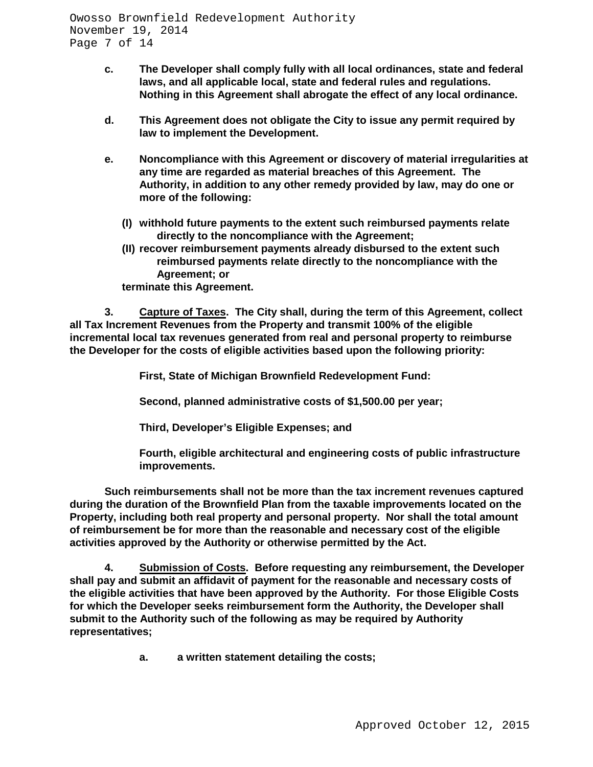**c. The Developer shall comply fully with all local ordinances, state and federal laws, and all applicable local, state and federal rules and regulations. Nothing in this Agreement shall abrogate the effect of any local ordinance.**

**d. This Agreement does not obligate the City to issue any permit required by law to implement the Development.**

**e. Noncompliance with this Agreement or discovery of material irregularities at any time are regarded as material breaches of this Agreement. The Authority, in addition to any other remedy provided by law, may do one or more of the following:**

**(I) withhold future payments to the extent such reimbursed payments relate directly to the noncompliance with the Agreement;**
**(II) recover reimbursement payments already disbursed to the extent such reimbursed payments relate directly to the noncompliance with the Agreement; or**
**terminate this Agreement.**

**3. Capture of Taxes. The City shall, during the term of this Agreement, collect all Tax Increment Revenues from the Property and transmit 100% of the eligible incremental local tax revenues generated from real and personal property to reimburse the Developer for the costs of eligible activities based upon the following priority:**

**First, State of Michigan Brownfield Redevelopment Fund:**

**Second, planned administrative costs of $1,500.00 per year;**

**Third, Developer's Eligible Expenses; and**

**Fourth, eligible architectural and engineering costs of public infrastructure improvements.**

**Such reimbursements shall not be more than the tax increment revenues captured during the duration of the Brownfield Plan from the taxable improvements located on the Property, including both real property and personal property. Nor shall the total amount of reimbursement be for more than the reasonable and necessary cost of the eligible activities approved by the Authority or otherwise permitted by the Act.**

**4. Submission of Costs. Before requesting any reimbursement, the Developer shall pay and submit an affidavit of payment for the reasonable and necessary costs of the eligible activities that have been approved by the Authority. For those Eligible Costs for which the Developer seeks reimbursement form the Authority, the Developer shall submit to the Authority such of the following as may be required by Authority representatives;**

**a. a written statement detailing the costs;**

Approved October 12, 2015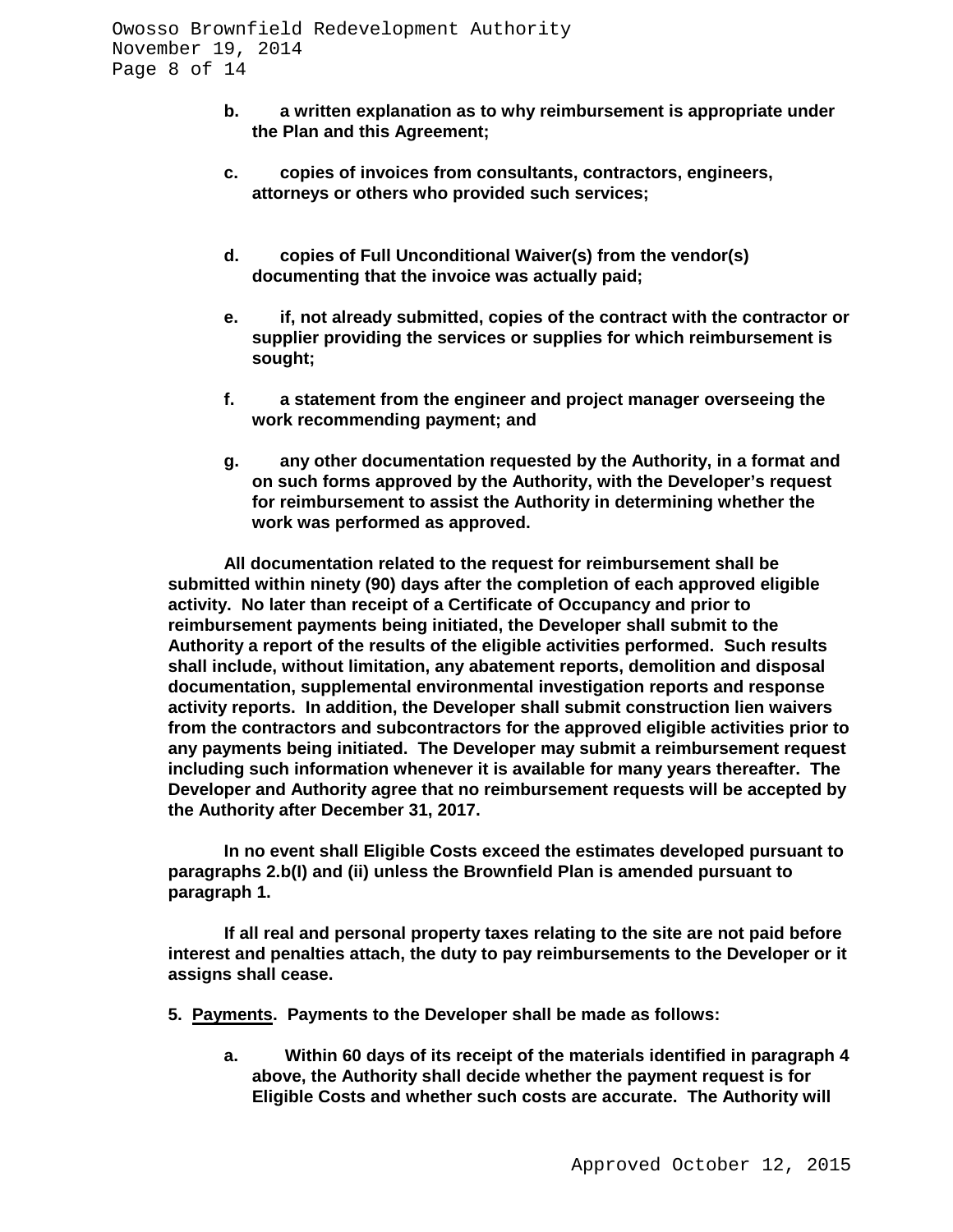**b. a written explanation as to why reimbursement is appropriate under the Plan and this Agreement;**

**c. copies of invoices from consultants, contractors, engineers, attorneys or others who provided such services;**

**d. copies of Full Unconditional Waiver(s) from the vendor(s) documenting that the invoice was actually paid;**

**e. if, not already submitted, copies of the contract with the contractor or supplier providing the services or supplies for which reimbursement is sought;**

**f. a statement from the engineer and project manager overseeing the work recommending payment; and**

**g. any other documentation requested by the Authority, in a format and on such forms approved by the Authority, with the Developer's request for reimbursement to assist the Authority in determining whether the work was performed as approved.**

**All documentation related to the request for reimbursement shall be submitted within ninety (90) days after the completion of each approved eligible activity. No later than receipt of a Certificate of Occupancy and prior to reimbursement payments being initiated, the Developer shall submit to the Authority a report of the results of the eligible activities performed. Such results shall include, without limitation, any abatement reports, demolition and disposal documentation, supplemental environmental investigation reports and response activity reports. In addition, the Developer shall submit construction lien waivers from the contractors and subcontractors for the approved eligible activities prior to any payments being initiated. The Developer may submit a reimbursement request including such information whenever it is available for many years thereafter. The Developer and Authority agree that no reimbursement requests will be accepted by the Authority after December 31, 2017.**

**In no event shall Eligible Costs exceed the estimates developed pursuant to paragraphs 2.b(I) and (ii) unless the Brownfield Plan is amended pursuant to paragraph 1.**

**If all real and personal property taxes relating to the site are not paid before interest and penalties attach, the duty to pay reimbursements to the Developer or it assigns shall cease.**

**5. <u>Payments</u>. Payments to the Developer shall be made as follows:**

**a. Within 60 days of its receipt of the materials identified in paragraph 4 above, the Authority shall decide whether the payment request is for Eligible Costs and whether such costs are accurate. The Authority will**

Approved October 12, 2015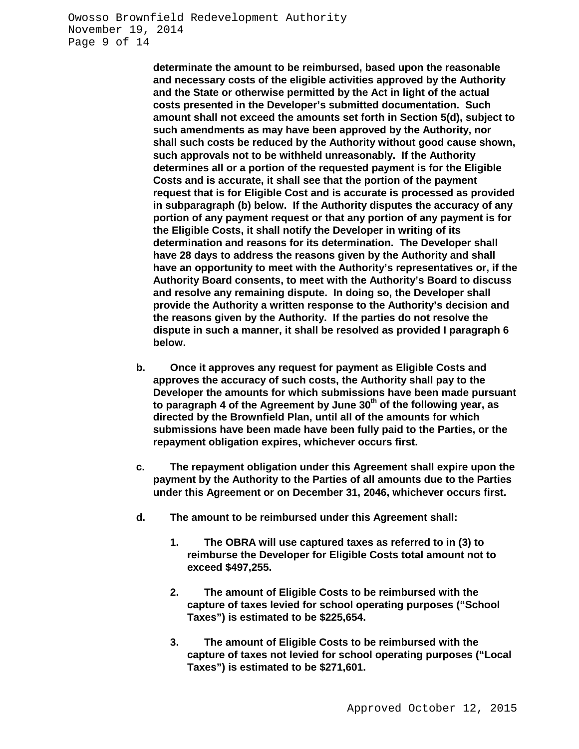**determinate the amount to be reimbursed, based upon the reasonable and necessary costs of the eligible activities approved by the Authority and the State or otherwise permitted by the Act in light of the actual costs presented in the Developer's submitted documentation. Such amount shall not exceed the amounts set forth in Section 5(d), subject to such amendments as may have been approved by the Authority, nor shall such costs be reduced by the Authority without good cause shown, such approvals not to be withheld unreasonably. If the Authority determines all or a portion of the requested payment is for the Eligible Costs and is accurate, it shall see that the portion of the payment request that is for Eligible Cost and is accurate is processed as provided in subparagraph (b) below. If the Authority disputes the accuracy of any portion of any payment request or that any portion of any payment is for the Eligible Costs, it shall notify the Developer in writing of its determination and reasons for its determination. The Developer shall have 28 days to address the reasons given by the Authority and shall have an opportunity to meet with the Authority's representatives or, if the Authority Board consents, to meet with the Authority's Board to discuss and resolve any remaining dispute. In doing so, the Developer shall provide the Authority a written response to the Authority's decision and the reasons given by the Authority. If the parties do not resolve the dispute in such a manner, it shall be resolved as provided I paragraph 6 below.**

**b. Once it approves any request for payment as Eligible Costs and approves the accuracy of such costs, the Authority shall pay to the Developer the amounts for which submissions have been made pursuant to paragraph 4 of the Agreement by June 30th of the following year, as directed by the Brownfield Plan, until all of the amounts for which submissions have been made have been fully paid to the Parties, or the repayment obligation expires, whichever occurs first.**

**c. The repayment obligation under this Agreement shall expire upon the payment by the Authority to the Parties of all amounts due to the Parties under this Agreement or on December 31, 2046, whichever occurs first.**

**d. The amount to be reimbursed under this Agreement shall:**

**1. The OBRA will use captured taxes as referred to in (3) to reimburse the Developer for Eligible Costs total amount not to exceed $497,255.**

**2. The amount of Eligible Costs to be reimbursed with the capture of taxes levied for school operating purposes ("School Taxes") is estimated to be $225,654.**

**3. The amount of Eligible Costs to be reimbursed with the capture of taxes not levied for school operating purposes ("Local Taxes") is estimated to be $271,601.**

Approved October 12, 2015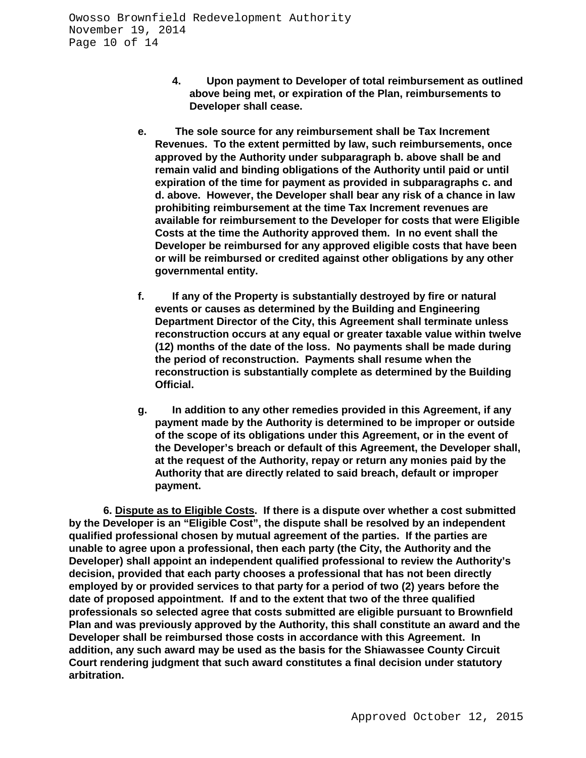**4. Upon payment to Developer of total reimbursement as outlined above being met, or expiration of the Plan, reimbursements to Developer shall cease.**

**e. The sole source for any reimbursement shall be Tax Increment Revenues. To the extent permitted by law, such reimbursements, once approved by the Authority under subparagraph b. above shall be and remain valid and binding obligations of the Authority until paid or until expiration of the time for payment as provided in subparagraphs c. and d. above. However, the Developer shall bear any risk of a chance in law prohibiting reimbursement at the time Tax Increment revenues are available for reimbursement to the Developer for costs that were Eligible Costs at the time the Authority approved them. In no event shall the Developer be reimbursed for any approved eligible costs that have been or will be reimbursed or credited against other obligations by any other governmental entity.**

**f. If any of the Property is substantially destroyed by fire or natural events or causes as determined by the Building and Engineering Department Director of the City, this Agreement shall terminate unless reconstruction occurs at any equal or greater taxable value within twelve (12) months of the date of the loss. No payments shall be made during the period of reconstruction. Payments shall resume when the reconstruction is substantially complete as determined by the Building Official.**

**g. In addition to any other remedies provided in this Agreement, if any payment made by the Authority is determined to be improper or outside of the scope of its obligations under this Agreement, or in the event of the Developer's breach or default of this Agreement, the Developer shall, at the request of the Authority, repay or return any monies paid by the Authority that are directly related to said breach, default or improper payment.**

**6. <u>Dispute as to Eligible Costs</u>. If there is a dispute over whether a cost submitted by the Developer is an "Eligible Cost", the dispute shall be resolved by an independent qualified professional chosen by mutual agreement of the parties. If the parties are unable to agree upon a professional, then each party (the City, the Authority and the Developer) shall appoint an independent qualified professional to review the Authority's decision, provided that each party chooses a professional that has not been directly employed by or provided services to that party for a period of two (2) years before the date of proposed appointment. If and to the extent that two of the three qualified professionals so selected agree that costs submitted are eligible pursuant to Brownfield Plan and was previously approved by the Authority, this shall constitute an award and the Developer shall be reimbursed those costs in accordance with this Agreement. In addition, any such award may be used as the basis for the Shiawassee County Circuit Court rendering judgment that such award constitutes a final decision under statutory arbitration.**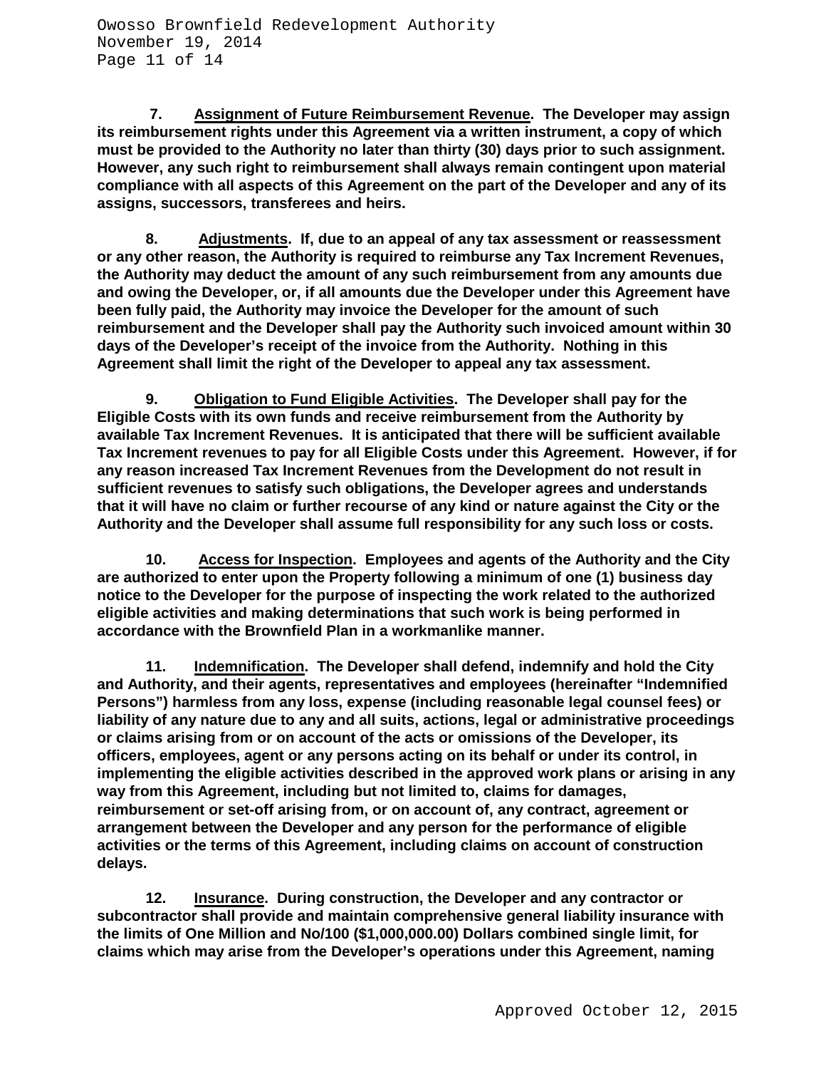**7. Assignment of Future Reimbursement Revenue. The Developer may assign its reimbursement rights under this Agreement via a written instrument, a copy of which must be provided to the Authority no later than thirty (30) days prior to such assignment. However, any such right to reimbursement shall always remain contingent upon material compliance with all aspects of this Agreement on the part of the Developer and any of its assigns, successors, transferees and heirs.**

**8. Adjustments. If, due to an appeal of any tax assessment or reassessment or any other reason, the Authority is required to reimburse any Tax Increment Revenues, the Authority may deduct the amount of any such reimbursement from any amounts due and owing the Developer, or, if all amounts due the Developer under this Agreement have been fully paid, the Authority may invoice the Developer for the amount of such reimbursement and the Developer shall pay the Authority such invoiced amount within 30 days of the Developer's receipt of the invoice from the Authority. Nothing in this Agreement shall limit the right of the Developer to appeal any tax assessment.**

**9. Obligation to Fund Eligible Activities. The Developer shall pay for the Eligible Costs with its own funds and receive reimbursement from the Authority by available Tax Increment Revenues. It is anticipated that there will be sufficient available Tax Increment revenues to pay for all Eligible Costs under this Agreement. However, if for any reason increased Tax Increment Revenues from the Development do not result in sufficient revenues to satisfy such obligations, the Developer agrees and understands that it will have no claim or further recourse of any kind or nature against the City or the Authority and the Developer shall assume full responsibility for any such loss or costs.**

**10. Access for Inspection. Employees and agents of the Authority and the City are authorized to enter upon the Property following a minimum of one (1) business day notice to the Developer for the purpose of inspecting the work related to the authorized eligible activities and making determinations that such work is being performed in accordance with the Brownfield Plan in a workmanlike manner.**

**11. Indemnification. The Developer shall defend, indemnify and hold the City and Authority, and their agents, representatives and employees (hereinafter "Indemnified Persons") harmless from any loss, expense (including reasonable legal counsel fees) or liability of any nature due to any and all suits, actions, legal or administrative proceedings or claims arising from or on account of the acts or omissions of the Developer, its officers, employees, agent or any persons acting on its behalf or under its control, in implementing the eligible activities described in the approved work plans or arising in any way from this Agreement, including but not limited to, claims for damages, reimbursement or set-off arising from, or on account of, any contract, agreement or arrangement between the Developer and any person for the performance of eligible activities or the terms of this Agreement, including claims on account of construction delays.**

**12. Insurance. During construction, the Developer and any contractor or subcontractor shall provide and maintain comprehensive general liability insurance with the limits of One Million and No/100 ($1,000,000.00) Dollars combined single limit, for claims which may arise from the Developer's operations under this Agreement, naming**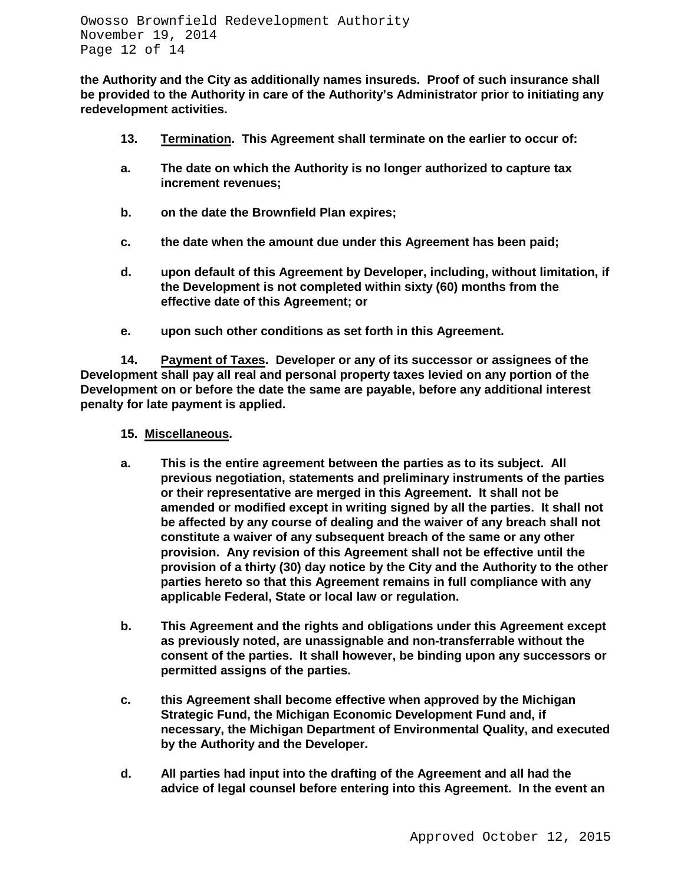**the Authority and the City as additionally names insureds. Proof of such insurance shall be provided to the Authority in care of the Authority's Administrator prior to initiating any redevelopment activities.**

**13. Termination. This Agreement shall terminate on the earlier to occur of:**

**a. The date on which the Authority is no longer authorized to capture tax increment revenues;**

**b. on the date the Brownfield Plan expires;**

**c. the date when the amount due under this Agreement has been paid;**

**d. upon default of this Agreement by Developer, including, without limitation, if the Development is not completed within sixty (60) months from the effective date of this Agreement; or**

**e. upon such other conditions as set forth in this Agreement.**

**14. Payment of Taxes. Developer or any of its successor or assignees of the Development shall pay all real and personal property taxes levied on any portion of the Development on or before the date the same are payable, before any additional interest penalty for late payment is applied.**

**15. Miscellaneous.**

**a. This is the entire agreement between the parties as to its subject. All previous negotiation, statements and preliminary instruments of the parties or their representative are merged in this Agreement. It shall not be amended or modified except in writing signed by all the parties. It shall not be affected by any course of dealing and the waiver of any breach shall not constitute a waiver of any subsequent breach of the same or any other provision. Any revision of this Agreement shall not be effective until the provision of a thirty (30) day notice by the City and the Authority to the other parties hereto so that this Agreement remains in full compliance with any applicable Federal, State or local law or regulation.**

**b. This Agreement and the rights and obligations under this Agreement except as previously noted, are unassignable and non-transferrable without the consent of the parties. It shall however, be binding upon any successors or permitted assigns of the parties.**

**c. this Agreement shall become effective when approved by the Michigan Strategic Fund, the Michigan Economic Development Fund and, if necessary, the Michigan Department of Environmental Quality, and executed by the Authority and the Developer.**

**d. All parties had input into the drafting of the Agreement and all had the advice of legal counsel before entering into this Agreement. In the event an**

Approved October 12, 2015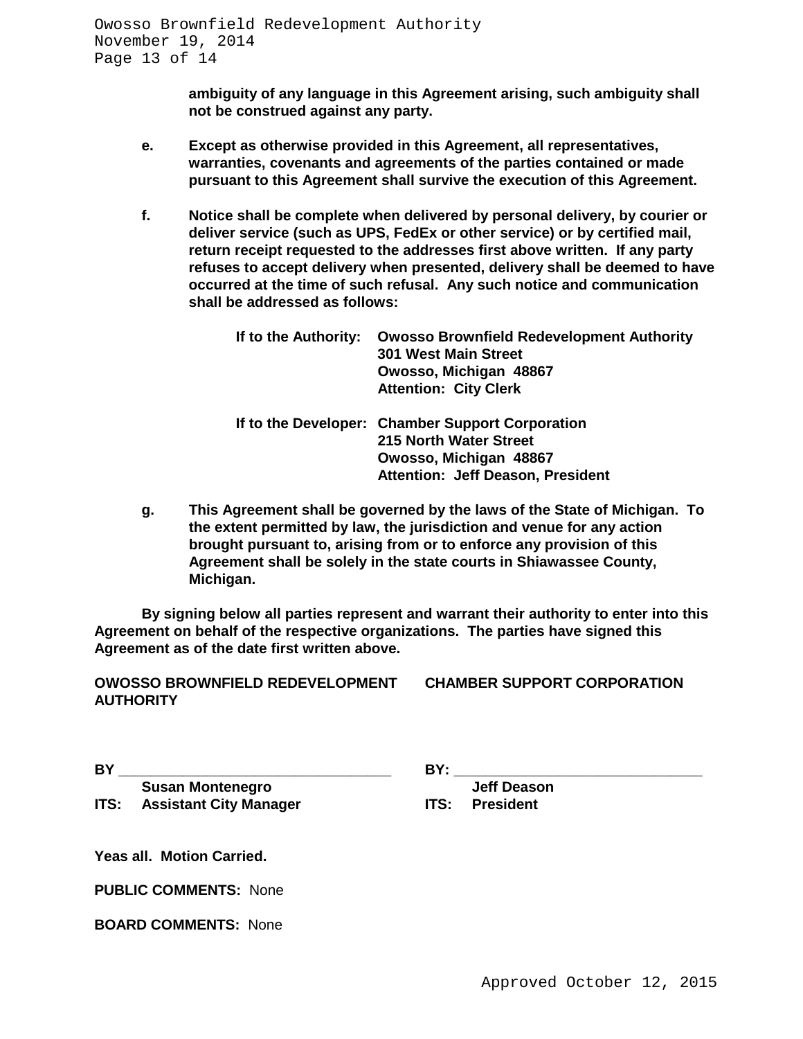**ambiguity of any language in this Agreement arising, such ambiguity shall not be construed against any party.**

**e.** **Except as otherwise provided in this Agreement, all representatives, warranties, covenants and agreements of the parties contained or made pursuant to this Agreement shall survive the execution of this Agreement.**

**f.** **Notice shall be complete when delivered by personal delivery, by courier or deliver service (such as UPS, FedEx or other service) or by certified mail, return receipt requested to the addresses first above written. If any party refuses to accept delivery when presented, delivery shall be deemed to have occurred at the time of such refusal. Any such notice and communication shall be addressed as follows:**

**If to the Authority:** **Owosso Brownfield Redevelopment Authority**
**301 West Main Street**
**Owosso, Michigan 48867**
**Attention: City Clerk**

**If to the Developer:** **Chamber Support Corporation**
**215 North Water Street**
**Owosso, Michigan 48867**
**Attention: Jeff Deason, President**

**g.** **This Agreement shall be governed by the laws of the State of Michigan. To the extent permitted by law, the jurisdiction and venue for any action brought pursuant to, arising from or to enforce any provision of this Agreement shall be solely in the state courts in Shiawassee County, Michigan.**

**By signing below all parties represent and warrant their authority to enter into this Agreement on behalf of the respective organizations. The parties have signed this Agreement as of the date first written above.**

**OWOSSO BROWNFIELD REDEVELOPMENT AUTHORITY**

**BY** ________________________________
**Susan Montenegro**
**ITS: Assistant City Manager**

**CHAMBER SUPPORT CORPORATION**

**BY:** ______________________________
**Jeff Deason**
**ITS: President**

**Yeas all. Motion Carried.**

**PUBLIC COMMENTS:** None

**BOARD COMMENTS:** None

Approved October 12, 2015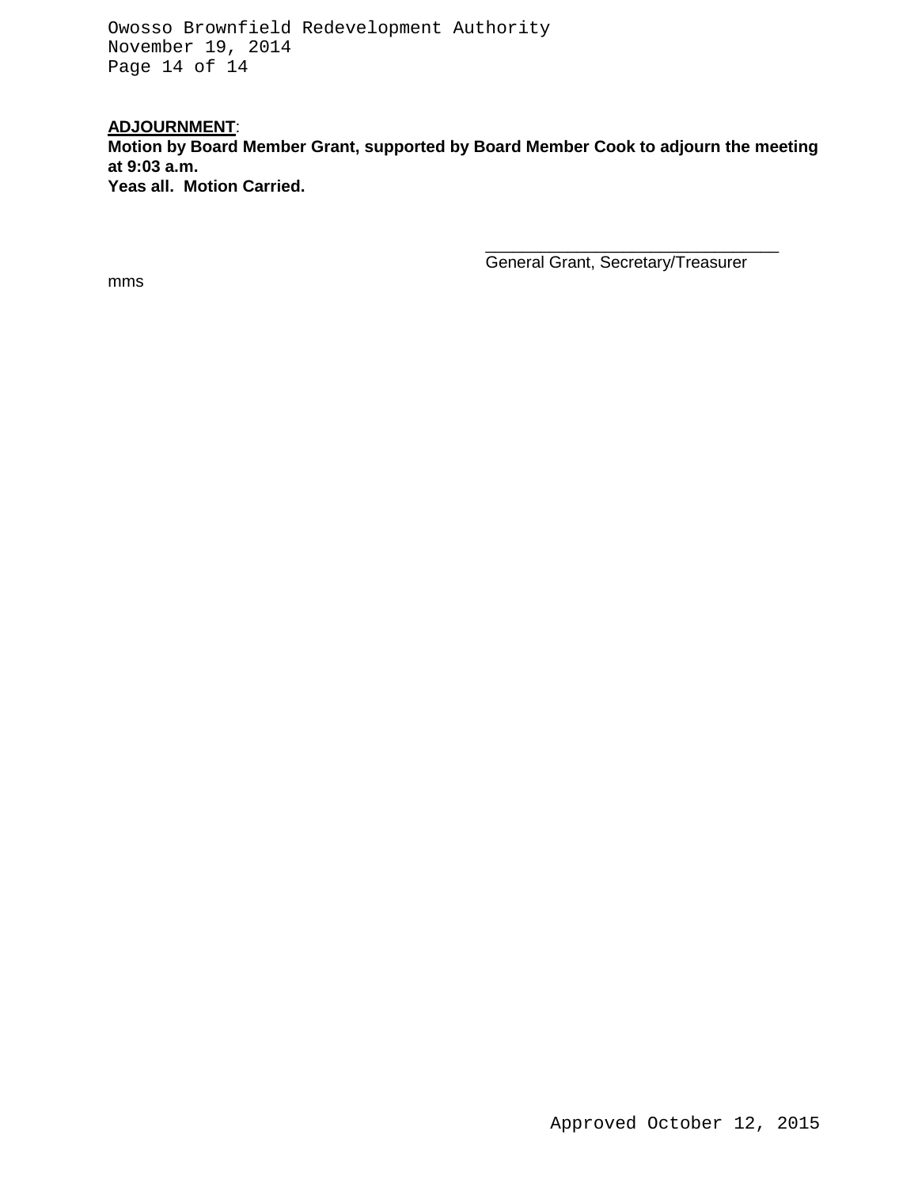**ADJOURNMENT**:

**Motion by Board Member Grant, supported by Board Member Cook to adjourn the meeting at 9:03 a.m.**
**Yeas all. Motion Carried.**

_______________________________
General Grant, Secretary/Treasurer

mms

Approved October 12, 2015